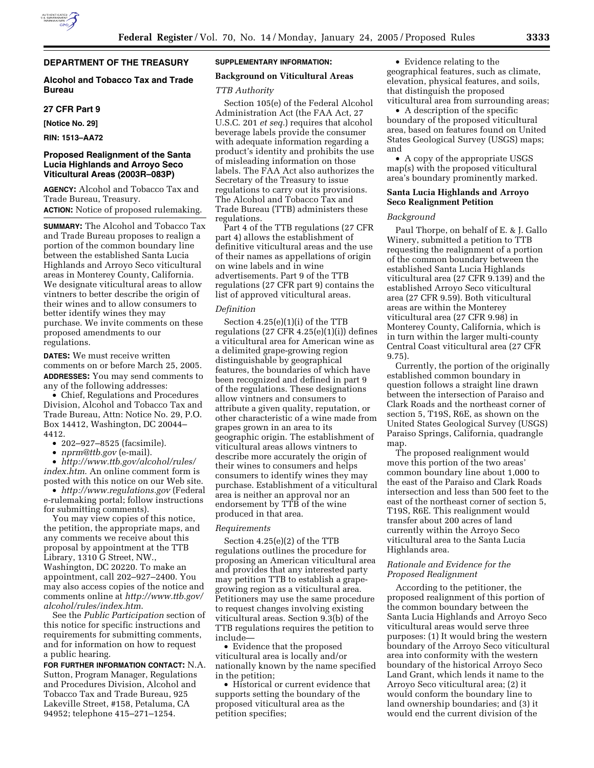# DEPARTMENT OF THE TREASURY

## Alcohol and Tobacco Tax and Trade Bureau

### 27 CFR Part 9

**[Notice No. 29]**

**RIN: 1513–AA72**

## Proposed Realignment of the Santa Lucia Highlands and Arroyo Seco Viticultural Areas (2003R–083P)

**AGENCY:** Alcohol and Tobacco Tax and Trade Bureau, Treasury.

**ACTION:** Notice of proposed rulemaking.

**SUMMARY:** The Alcohol and Tobacco Tax and Trade Bureau proposes to realign a portion of the common boundary line between the established Santa Lucia Highlands and Arroyo Seco viticultural areas in Monterey County, California. We designate viticultural areas to allow vintners to better describe the origin of their wines and to allow consumers to better identify wines they may purchase. We invite comments on these proposed amendments to our regulations.

**DATES:** We must receive written comments on or before March 25, 2005.

**ADDRESSES:** You may send comments to any of the following addresses:

- Chief, Regulations and Procedures Division, Alcohol and Tobacco Tax and Trade Bureau, Attn: Notice No. 29, P.O. Box 14412, Washington, DC 20044–4412.
- 202–927–8525 (facsimile).
- *nprm@ttb.gov* (e-mail).
- *http://www.ttb.gov/alcohol/rules/index.htm*. An online comment form is posted with this notice on our Web site.
- *http://www.regulations.gov* (Federal e-rulemaking portal; follow instructions for submitting comments).

You may view copies of this notice, the petition, the appropriate maps, and any comments we receive about this proposal by appointment at the TTB Library, 1310 G Street, NW., Washington, DC 20220. To make an appointment, call 202–927–2400. You may also access copies of the notice and comments online at *http://www.ttb.gov/alcohol/rules/index.htm*.

See the *Public Participation* section of this notice for specific instructions and requirements for submitting comments, and for information on how to request a public hearing.

**FOR FURTHER INFORMATION CONTACT:** N.A. Sutton, Program Manager, Regulations and Procedures Division, Alcohol and Tobacco Tax and Trade Bureau, 925 Lakeville Street, #158, Petaluma, CA 94952; telephone 415–271–1254.

**SUPPLEMENTARY INFORMATION:**

## Background on Viticultural Areas

### *TTB Authority*

Section 105(e) of the Federal Alcohol Administration Act (the FAA Act, 27 U.S.C. 201 *et seq.*) requires that alcohol beverage labels provide the consumer with adequate information regarding a product's identity and prohibits the use of misleading information on those labels. The FAA Act also authorizes the Secretary of the Treasury to issue regulations to carry out its provisions. The Alcohol and Tobacco Tax and Trade Bureau (TTB) administers these regulations.

Part 4 of the TTB regulations (27 CFR part 4) allows the establishment of definitive viticultural areas and the use of their names as appellations of origin on wine labels and in wine advertisements. Part 9 of the TTB regulations (27 CFR part 9) contains the list of approved viticultural areas.

### *Definition*

Section 4.25(e)(1)(i) of the TTB regulations (27 CFR 4.25(e)(1)(i)) defines a viticultural area for American wine as a delimited grape-growing region distinguishable by geographical features, the boundaries of which have been recognized and defined in part 9 of the regulations. These designations allow vintners and consumers to attribute a given quality, reputation, or other characteristic of a wine made from grapes grown in an area to its geographic origin. The establishment of viticultural areas allows vintners to describe more accurately the origin of their wines to consumers and helps consumers to identify wines they may purchase. Establishment of a viticultural area is neither an approval nor an endorsement by TTB of the wine produced in that area.

### *Requirements*

Section 4.25(e)(2) of the TTB regulations outlines the procedure for proposing an American viticultural area and provides that any interested party may petition TTB to establish a grape-growing region as a viticultural area. Petitioners may use the same procedure to request changes involving existing viticultural areas. Section 9.3(b) of the TTB regulations requires the petition to include—

- Evidence that the proposed viticultural area is locally and/or nationally known by the name specified in the petition;
- Historical or current evidence that supports setting the boundary of the proposed viticultural area as the petition specifies;
- Evidence relating to the geographical features, such as climate, elevation, physical features, and soils, that distinguish the proposed viticultural area from surrounding areas;
- A description of the specific boundary of the proposed viticultural area, based on features found on United States Geological Survey (USGS) maps; and
- A copy of the appropriate USGS map(s) with the proposed viticultural area's boundary prominently marked.

## Santa Lucia Highlands and Arroyo Seco Realignment Petition

### *Background*

Paul Thorpe, on behalf of E. & J. Gallo Winery, submitted a petition to TTB requesting the realignment of a portion of the common boundary between the established Santa Lucia Highlands viticultural area (27 CFR 9.139) and the established Arroyo Seco viticultural area (27 CFR 9.59). Both viticultural areas are within the Monterey viticultural area (27 CFR 9.98) in Monterey County, California, which is in turn within the larger multi-county Central Coast viticultural area (27 CFR 9.75).

Currently, the portion of the originally established common boundary in question follows a straight line drawn between the intersection of Paraiso and Clark Roads and the northeast corner of section 5, T19S, R6E, as shown on the United States Geological Survey (USGS) Paraiso Springs, California, quadrangle map.

The proposed realignment would move this portion of the two areas' common boundary line about 1,000 to the east of the Paraiso and Clark Roads intersection and less than 500 feet to the east of the northeast corner of section 5, T19S, R6E. This realignment would transfer about 200 acres of land currently within the Arroyo Seco viticultural area to the Santa Lucia Highlands area.

### *Rationale and Evidence for the Proposed Realignment*

According to the petitioner, the proposed realignment of this portion of the common boundary between the Santa Lucia Highlands and Arroyo Seco viticultural areas would serve three purposes: (1) It would bring the western boundary of the Arroyo Seco viticultural area into conformity with the western boundary of the historical Arroyo Seco Land Grant, which lends it name to the Arroyo Seco viticultural area; (2) it would conform the boundary line to land ownership boundaries; and (3) it would end the current division of the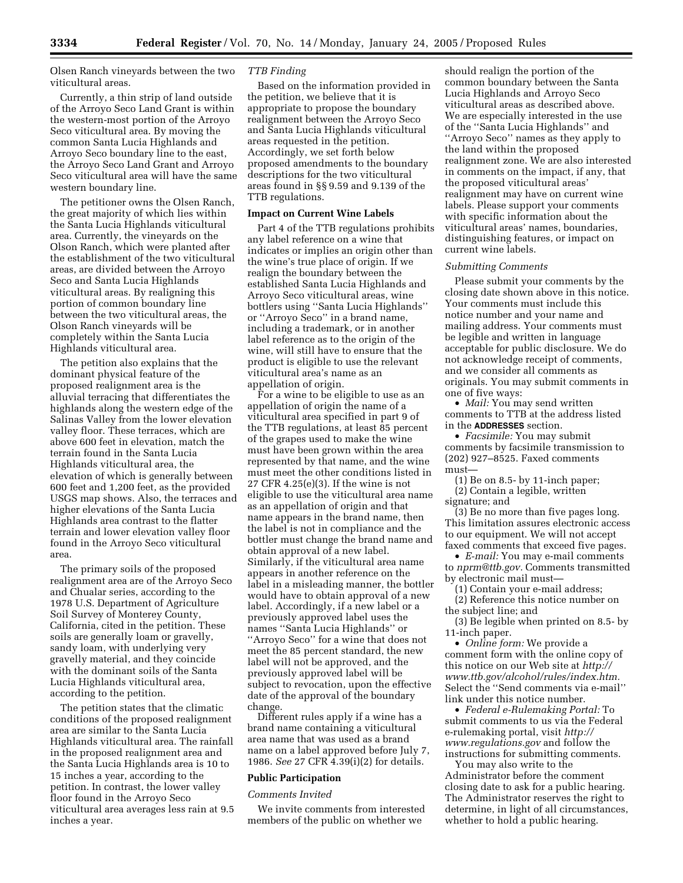Olsen Ranch vineyards between the two viticultural areas.

Currently, a thin strip of land outside of the Arroyo Seco Land Grant is within the western-most portion of the Arroyo Seco viticultural area. By moving the common Santa Lucia Highlands and Arroyo Seco boundary line to the east, the Arroyo Seco Land Grant and Arroyo Seco viticultural area will have the same western boundary line.

The petitioner owns the Olsen Ranch, the great majority of which lies within the Santa Lucia Highlands viticultural area. Currently, the vineyards on the Olson Ranch, which were planted after the establishment of the two viticultural areas, are divided between the Arroyo Seco and Santa Lucia Highlands viticultural areas. By realigning this portion of common boundary line between the two viticultural areas, the Olson Ranch vineyards will be completely within the Santa Lucia Highlands viticultural area.

The petition also explains that the dominant physical feature of the proposed realignment area is the alluvial terracing that differentiates the highlands along the western edge of the Salinas Valley from the lower elevation valley floor. These terraces, which are above 600 feet in elevation, match the terrain found in the Santa Lucia Highlands viticultural area, the elevation of which is generally between 600 feet and 1,200 feet, as the provided USGS map shows. Also, the terraces and higher elevations of the Santa Lucia Highlands area contrast to the flatter terrain and lower elevation valley floor found in the Arroyo Seco viticultural area.

The primary soils of the proposed realignment area are of the Arroyo Seco and Chualar series, according to the 1978 U.S. Department of Agriculture Soil Survey of Monterey County, California, cited in the petition. These soils are generally loam or gravelly, sandy loam, with underlying very gravelly material, and they coincide with the dominant soils of the Santa Lucia Highlands viticultural area, according to the petition.

The petition states that the climatic conditions of the proposed realignment area are similar to the Santa Lucia Highlands viticultural area. The rainfall in the proposed realignment area and the Santa Lucia Highlands area is 10 to 15 inches a year, according to the petition. In contrast, the lower valley floor found in the Arroyo Seco viticultural area averages less rain at 9.5 inches a year.

*TTB Finding*

Based on the information provided in the petition, we believe that it is appropriate to propose the boundary realignment between the Arroyo Seco and Santa Lucia Highlands viticultural areas requested in the petition. Accordingly, we set forth below proposed amendments to the boundary descriptions for the two viticultural areas found in §§ 9.59 and 9.139 of the TTB regulations.

**Impact on Current Wine Labels**

Part 4 of the TTB regulations prohibits any label reference on a wine that indicates or implies an origin other than the wine's true place of origin. If we realign the boundary between the established Santa Lucia Highlands and Arroyo Seco viticultural areas, wine bottlers using "Santa Lucia Highlands" or "Arroyo Seco" in a brand name, including a trademark, or in another label reference as to the origin of the wine, will still have to ensure that the product is eligible to use the relevant viticultural area's name as an appellation of origin.

For a wine to be eligible to use as an appellation of origin the name of a viticultural area specified in part 9 of the TTB regulations, at least 85 percent of the grapes used to make the wine must have been grown within the area represented by that name, and the wine must meet the other conditions listed in 27 CFR 4.25(e)(3). If the wine is not eligible to use the viticultural area name as an appellation of origin and that name appears in the brand name, then the label is not in compliance and the bottler must change the brand name and obtain approval of a new label. Similarly, if the viticultural area name appears in another reference on the label in a misleading manner, the bottler would have to obtain approval of a new label. Accordingly, if a new label or a previously approved label uses the names "Santa Lucia Highlands" or "Arroyo Seco" for a wine that does not meet the 85 percent standard, the new label will not be approved, and the previously approved label will be subject to revocation, upon the effective date of the approval of the boundary change.

Different rules apply if a wine has a brand name containing a viticultural area name that was used as a brand name on a label approved before July 7, 1986. *See* 27 CFR 4.39(i)(2) for details.

**Public Participation**

*Comments Invited*

We invite comments from interested members of the public on whether we should realign the portion of the common boundary between the Santa Lucia Highlands and Arroyo Seco viticultural areas as described above. We are especially interested in the use of the "Santa Lucia Highlands" and "Arroyo Seco" names as they apply to the land within the proposed realignment zone. We are also interested in comments on the impact, if any, that the proposed viticultural areas' realignment may have on current wine labels. Please support your comments with specific information about the viticultural areas' names, boundaries, distinguishing features, or impact on current wine labels.

*Submitting Comments*

Please submit your comments by the closing date shown above in this notice. Your comments must include this notice number and your name and mailing address. Your comments must be legible and written in language acceptable for public disclosure. We do not acknowledge receipt of comments, and we consider all comments as originals. You may submit comments in one of five ways:

- *Mail:* You may send written comments to TTB at the address listed in the **ADDRESSES** section.
- *Facsimile:* You may submit comments by facsimile transmission to (202) 927–8525. Faxed comments must—

(1) Be on 8.5- by 11-inch paper;

(2) Contain a legible, written signature; and

(3) Be no more than five pages long. This limitation assures electronic access to our equipment. We will not accept faxed comments that exceed five pages.

- *E-mail:* You may e-mail comments to *nprm@ttb.gov.* Comments transmitted by electronic mail must—

(1) Contain your e-mail address;

(2) Reference this notice number on the subject line; and

(3) Be legible when printed on 8.5- by 11-inch paper.

- *Online form:* We provide a comment form with the online copy of this notice on our Web site at *http://www.ttb.gov/alcohol/rules/index.htm.* Select the "Send comments via e-mail" link under this notice number.
- *Federal e-Rulemaking Portal:* To submit comments to us via the Federal e-rulemaking portal, visit *http://www.regulations.gov* and follow the instructions for submitting comments.

You may also write to the Administrator before the comment closing date to ask for a public hearing. The Administrator reserves the right to determine, in light of all circumstances, whether to hold a public hearing.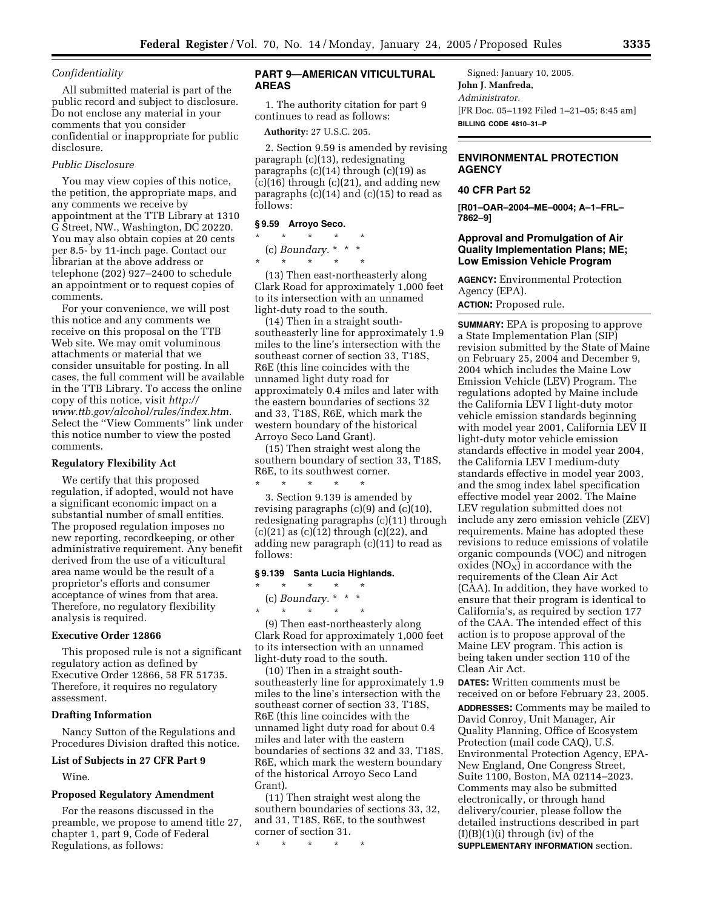*Confidentiality*

All submitted material is part of the public record and subject to disclosure. Do not enclose any material in your comments that you consider confidential or inappropriate for public disclosure.

*Public Disclosure*

You may view copies of this notice, the petition, the appropriate maps, and any comments we receive by appointment at the TTB Library at 1310 G Street, NW., Washington, DC 20220. You may also obtain copies at 20 cents per 8.5- by 11-inch page. Contact our librarian at the above address or telephone (202) 927–2400 to schedule an appointment or to request copies of comments.

For your convenience, we will post this notice and any comments we receive on this proposal on the TTB Web site. We may omit voluminous attachments or material that we consider unsuitable for posting. In all cases, the full comment will be available in the TTB Library. To access the online copy of this notice, visit *http://www.ttb.gov/alcohol/rules/index.htm.* Select the ''View Comments'' link under this notice number to view the posted comments.

**Regulatory Flexibility Act**

We certify that this proposed regulation, if adopted, would not have a significant economic impact on a substantial number of small entities. The proposed regulation imposes no new reporting, recordkeeping, or other administrative requirement. Any benefit derived from the use of a viticultural area name would be the result of a proprietor's efforts and consumer acceptance of wines from that area. Therefore, no regulatory flexibility analysis is required.

**Executive Order 12866**

This proposed rule is not a significant regulatory action as defined by Executive Order 12866, 58 FR 51735. Therefore, it requires no regulatory assessment.

**Drafting Information**

Nancy Sutton of the Regulations and Procedures Division drafted this notice.

**List of Subjects in 27 CFR Part 9**

Wine.

**Proposed Regulatory Amendment**

For the reasons discussed in the preamble, we propose to amend title 27, chapter 1, part 9, Code of Federal Regulations, as follows:

**PART 9—AMERICAN VITICULTURAL AREAS**

1. The authority citation for part 9 continues to read as follows:

**Authority:** 27 U.S.C. 205.

2. Section 9.59 is amended by revising paragraph (c)(13), redesignating paragraphs (c)(14) through (c)(19) as (c)(16) through (c)(21), and adding new paragraphs (c)(14) and (c)(15) to read as follows:

**§ 9.59 Arroyo Seco.**

\* \* \* \* \*

(c) *Boundary.* \* \* \*

\* \* \* \* \*

(13) Then east-northeasterly along Clark Road for approximately 1,000 feet to its intersection with an unnamed light-duty road to the south.

(14) Then in a straight south-southeasterly line for approximately 1.9 miles to the line's intersection with the southeast corner of section 33, T18S, R6E (this line coincides with the unnamed light duty road for approximately 0.4 miles and later with the eastern boundaries of sections 32 and 33, T18S, R6E, which mark the western boundary of the historical Arroyo Seco Land Grant).

(15) Then straight west along the southern boundary of section 33, T18S, R6E, to its southwest corner.

\* \* \* \* \*

3. Section 9.139 is amended by revising paragraphs (c)(9) and (c)(10), redesignating paragraphs (c)(11) through (c)(21) as (c)(12) through (c)(22), and adding new paragraph (c)(11) to read as follows:

**§ 9.139 Santa Lucia Highlands.**

\* \* \* \* \*

(c) *Boundary.* \* \* \*

\* \* \* \* \*

(9) Then east-northeasterly along Clark Road for approximately 1,000 feet to its intersection with an unnamed light-duty road to the south.

(10) Then in a straight south-southeasterly line for approximately 1.9 miles to the line's intersection with the southeast corner of section 33, T18S, R6E (this line coincides with the unnamed light duty road for about 0.4 miles and later with the eastern boundaries of sections 32 and 33, T18S, R6E, which mark the western boundary of the historical Arroyo Seco Land Grant).

(11) Then straight west along the southern boundaries of sections 33, 32, and 31, T18S, R6E, to the southwest corner of section 31.

\* \* \* \* \*

Signed: January 10, 2005.

**John J. Manfreda,**

*Administrator.*

[FR Doc. 05–1192 Filed 1–21–05; 8:45 am]

**BILLING CODE 4810–31–P**

---

## ENVIRONMENTAL PROTECTION AGENCY

### 40 CFR Part 52

**[R01–OAR–2004–ME–0004; A–1–FRL–7862–9]**

### Approval and Promulgation of Air Quality Implementation Plans; ME; Low Emission Vehicle Program

**AGENCY:** Environmental Protection Agency (EPA).

**ACTION:** Proposed rule.

**SUMMARY:** EPA is proposing to approve a State Implementation Plan (SIP) revision submitted by the State of Maine on February 25, 2004 and December 9, 2004 which includes the Maine Low Emission Vehicle (LEV) Program. The regulations adopted by Maine include the California LEV I light-duty motor vehicle emission standards beginning with model year 2001, California LEV II light-duty motor vehicle emission standards effective in model year 2004, the California LEV I medium-duty standards effective in model year 2003, and the smog index label specification effective model year 2002. The Maine LEV regulation submitted does not include any zero emission vehicle (ZEV) requirements. Maine has adopted these revisions to reduce emissions of volatile organic compounds (VOC) and nitrogen oxides ($NO_X$) in accordance with the requirements of the Clean Air Act (CAA). In addition, they have worked to ensure that their program is identical to California's, as required by section 177 of the CAA. The intended effect of this action is to propose approval of the Maine LEV program. This action is being taken under section 110 of the Clean Air Act.

**DATES:** Written comments must be received on or before February 23, 2005.

**ADDRESSES:** Comments may be mailed to David Conroy, Unit Manager, Air Quality Planning, Office of Ecosystem Protection (mail code CAQ), U.S. Environmental Protection Agency, EPA-New England, One Congress Street, Suite 1100, Boston, MA 02114–2023. Comments may also be submitted electronically, or through hand delivery/courier, please follow the detailed instructions described in part (I)(B)(1)(i) through (iv) of the **SUPPLEMENTARY INFORMATION** section.